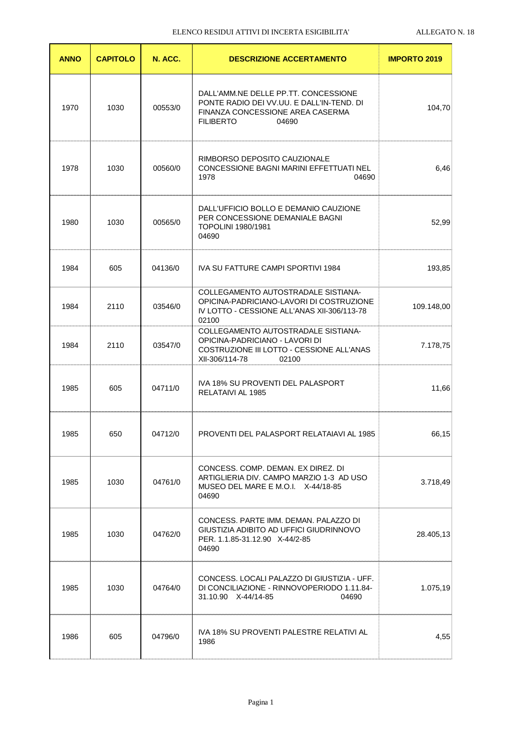ELENCO RESIDUI ATTIVI DI INCERTA ESIGIBILITA'

ALLEGATO N. 18

| ANNO | CAPITOLO | N. ACC. | DESCRIZIONE ACCERTAMENTO | IMPORTO 2019 |
|---|---|---|---|---|
| 1970 | 1030 | 00553/0 | DALL'AMM.NE DELLE PP.TT. CONCESSIONE PONTE RADIO DEI VV.UU. E DALL'IN-TEND. DI FINANZA CONCESSIONE AREA CASERMA FILIBERTO 04690 | 104,70 |
| 1978 | 1030 | 00560/0 | RIMBORSO DEPOSITO CAUZIONALE CONCESSIONE BAGNI MARINI EFFETTUATI NEL 1978 04690 | 6,46 |
| 1980 | 1030 | 00565/0 | DALL'UFFICIO BOLLO E DEMANIO CAUZIONE PER CONCESSIONE DEMANIALE BAGNI TOPOLINI 1980/1981 04690 | 52,99 |
| 1984 | 605 | 04136/0 | IVA SU FATTURE CAMPI SPORTIVI 1984 | 193,85 |
| 1984 | 2110 | 03546/0 | COLLEGAMENTO AUTOSTRADALE SISTIANA-OPICINA-PADRICIANO-LAVORI DI COSTRUZIONE IV LOTTO - CESSIONE ALL'ANAS XII-306/113-78 02100 | 109.148,00 |
| 1984 | 2110 | 03547/0 | COLLEGAMENTO AUTOSTRADALE SISTIANA-OPICINA-PADRICIANO - LAVORI DI COSTRUZIONE III LOTTO - CESSIONE ALL'ANAS XII-306/114-78 02100 | 7.178,75 |
| 1985 | 605 | 04711/0 | IVA 18% SU PROVENTI DEL PALASPORT RELATAIVI AL 1985 | 11,66 |
| 1985 | 650 | 04712/0 | PROVENTI DEL PALASPORT RELATAIAVI AL 1985 | 66,15 |
| 1985 | 1030 | 04761/0 | CONCESS. COMP. DEMAN. EX DIREZ. DI ARTIGLIERIA DIV. CAMPO MARZIO 1-3 AD USO MUSEO DEL MARE E M.O.I. X-44/18-85 04690 | 3.718,49 |
| 1985 | 1030 | 04762/0 | CONCESS. PARTE IMM. DEMAN. PALAZZO DI GIUSTIZIA ADIBITO AD UFFICI GIUDRINNOVO PER. 1.1.85-31.12.90 X-44/2-85 04690 | 28.405,13 |
| 1985 | 1030 | 04764/0 | CONCESS. LOCALI PALAZZO DI GIUSTIZIA - UFF. DI CONCILIAZIONE - RINNOVOPERIODO 1.11.84-31.10.90 X-44/14-85 04690 | 1.075,19 |
| 1986 | 605 | 04796/0 | IVA 18% SU PROVENTI PALESTRE RELATIVI AL 1986 | 4,55 |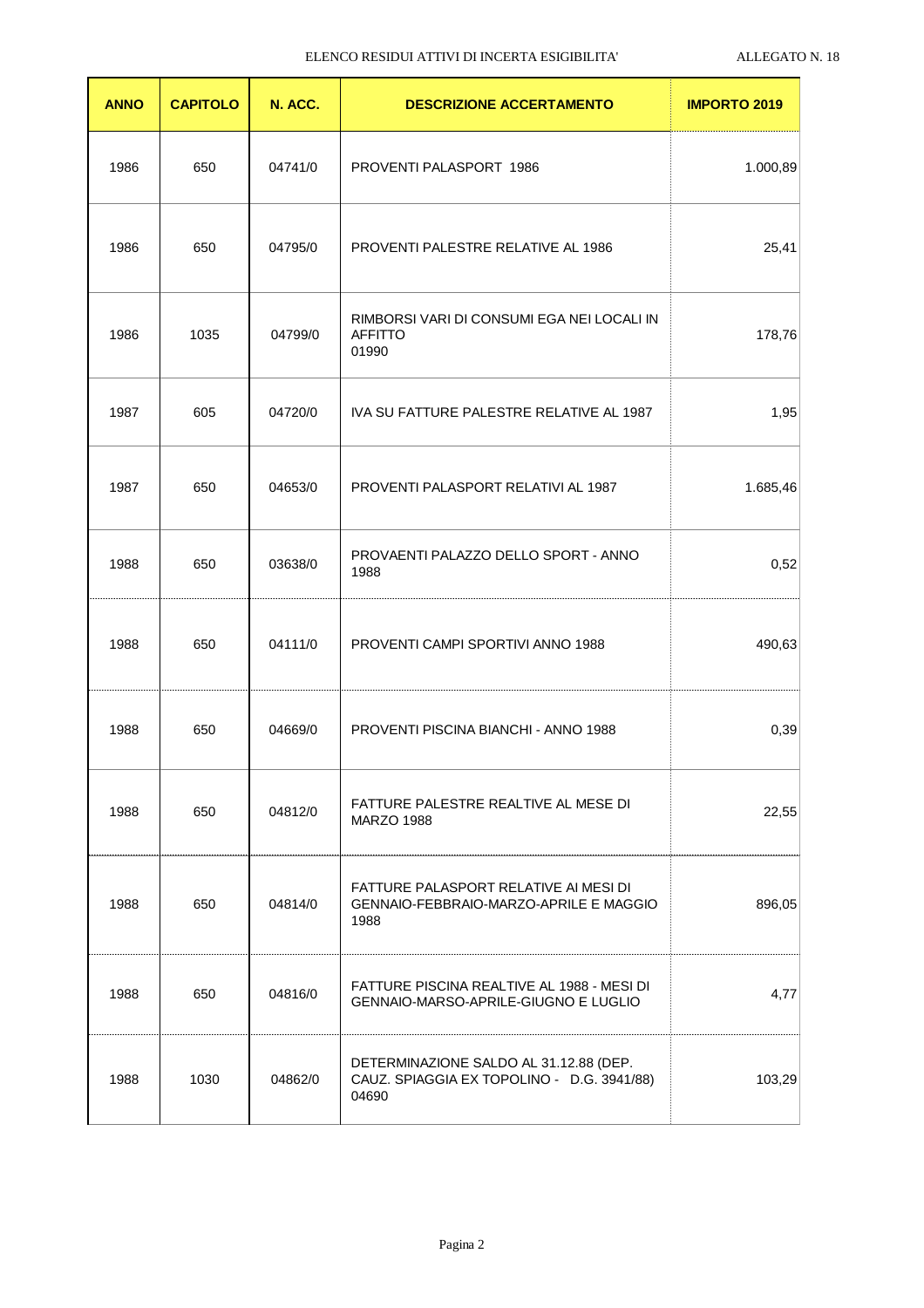ELENCO RESIDUI ATTIVI DI INCERTA ESIGIBILITA' ALLEGATO N. 18

| ANNO | CAPITOLO | N. ACC. | DESCRIZIONE ACCERTAMENTO | IMPORTO 2019 |
|---|---|---|---|---|
| 1986 | 650 | 04741/0 | PROVENTI PALASPORT 1986 | 1.000,89 |
| 1986 | 650 | 04795/0 | PROVENTI PALESTRE RELATIVE AL 1986 | 25,41 |
| 1986 | 1035 | 04799/0 | RIMBORSI VARI DI CONSUMI EGA NEI LOCALI IN AFFITTO 01990 | 178,76 |
| 1987 | 605 | 04720/0 | IVA SU FATTURE PALESTRE RELATIVE AL 1987 | 1,95 |
| 1987 | 650 | 04653/0 | PROVENTI PALASPORT RELATIVI AL 1987 | 1.685,46 |
| 1988 | 650 | 03638/0 | PROVAENTI PALAZZO DELLO SPORT - ANNO 1988 | 0,52 |
| 1988 | 650 | 04111/0 | PROVENTI CAMPI SPORTIVI ANNO 1988 | 490,63 |
| 1988 | 650 | 04669/0 | PROVENTI PISCINA BIANCHI - ANNO 1988 | 0,39 |
| 1988 | 650 | 04812/0 | FATTURE PALESTRE REALTIVE AL MESE DI MARZO 1988 | 22,55 |
| 1988 | 650 | 04814/0 | FATTURE PALASPORT RELATIVE AI MESI DI GENNAIO-FEBBRAIO-MARZO-APRILE E MAGGIO 1988 | 896,05 |
| 1988 | 650 | 04816/0 | FATTURE PISCINA REALTIVE AL 1988 - MESI DI GENNAIO-MARSO-APRILE-GIUGNO E LUGLIO | 4,77 |
| 1988 | 1030 | 04862/0 | DETERMINAZIONE SALDO AL 31.12.88 (DEP. CAUZ. SPIAGGIA EX TOPOLINO - D.G. 3941/88) 04690 | 103,29 |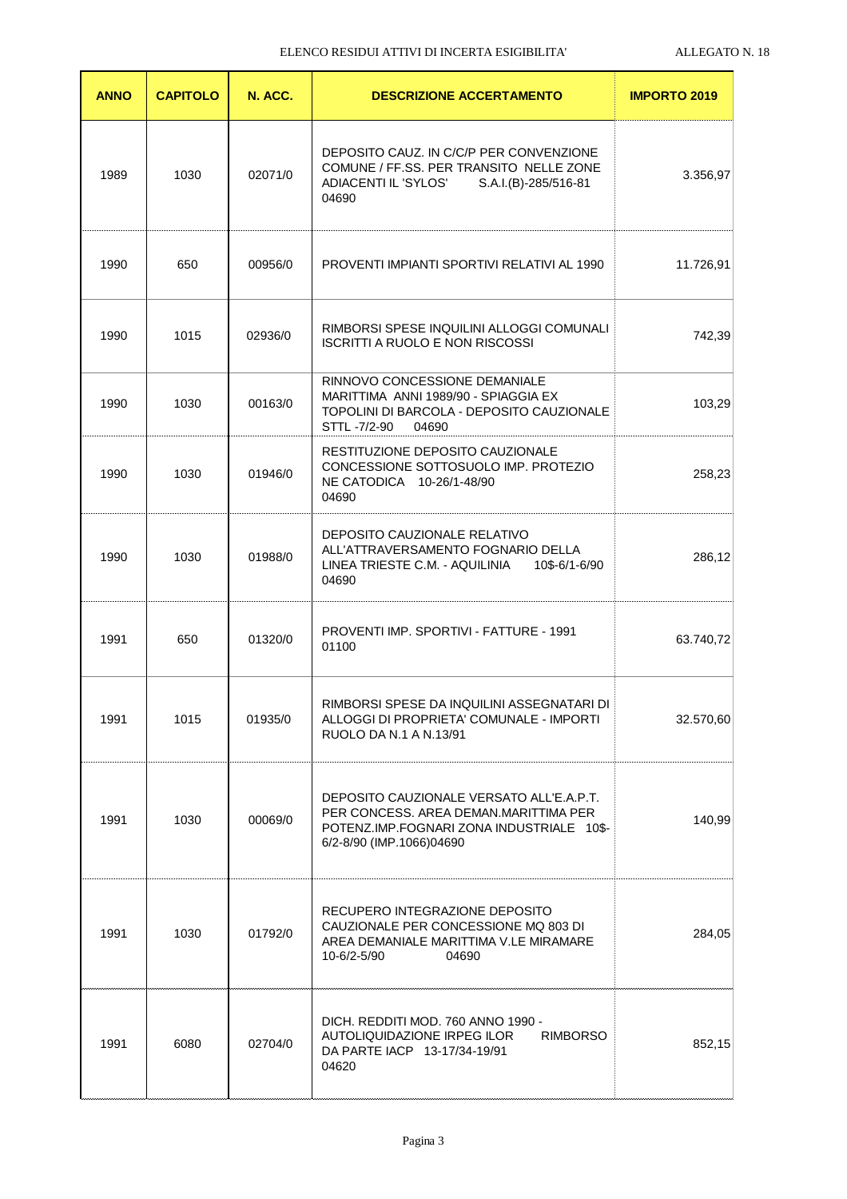ELENCO RESIDUI ATTIVI DI INCERTA ESIGIBILITA' ALLEGATO N. 18

| ANNO | CAPITOLO | N. ACC. | DESCRIZIONE ACCERTAMENTO | IMPORTO 2019 |
|---|---|---|---|---|
| 1989 | 1030 | 02071/0 | DEPOSITO CAUZ. IN C/C/P PER CONVENZIONE COMUNE / FF.SS. PER TRANSITO NELLE ZONE ADIACENTI IL 'SYLOS' S.A.I.(B)-285/516-81 04690 | 3.356,97 |
| 1990 | 650 | 00956/0 | PROVENTI IMPIANTI SPORTIVI RELATIVI AL 1990 | 11.726,91 |
| 1990 | 1015 | 02936/0 | RIMBORSI SPESE INQUILINI ALLOGGI COMUNALI ISCRITTI A RUOLO E NON RISCOSSI | 742,39 |
| 1990 | 1030 | 00163/0 | RINNOVO CONCESSIONE DEMANIALE MARITTIMA ANNI 1989/90 - SPIAGGIA EX TOPOLINI DI BARCOLA - DEPOSITO CAUZIONALE STTL -7/2-90 04690 | 103,29 |
| 1990 | 1030 | 01946/0 | RESTITUZIONE DEPOSITO CAUZIONALE CONCESSIONE SOTTOSUOLO IMP. PROTEZIO NE CATODICA 10-26/1-48/90 04690 | 258,23 |
| 1990 | 1030 | 01988/0 | DEPOSITO CAUZIONALE RELATIVO ALL'ATTRAVERSAMENTO FOGNARIO DELLA LINEA TRIESTE C.M. - AQUILINIA 10$-6/1-6/90 04690 | 286,12 |
| 1991 | 650 | 01320/0 | PROVENTI IMP. SPORTIVI - FATTURE - 1991 01100 | 63.740,72 |
| 1991 | 1015 | 01935/0 | RIMBORSI SPESE DA INQUILINI ASSEGNATARI DI ALLOGGI DI PROPRIETA' COMUNALE - IMPORTI RUOLO DA N.1 A N.13/91 | 32.570,60 |
| 1991 | 1030 | 00069/0 | DEPOSITO CAUZIONALE VERSATO ALL'E.A.P.T. PER CONCESS. AREA DEMAN.MARITTIMA PER POTENZ.IMP.FOGNARI ZONA INDUSTRIALE 10$-6/2-8/90 (IMP.1066)04690 | 140,99 |
| 1991 | 1030 | 01792/0 | RECUPERO INTEGRAZIONE DEPOSITO CAUZIONALE PER CONCESSIONE MQ 803 DI AREA DEMANIALE MARITTIMA V.LE MIRAMARE 10-6/2-5/90 04690 | 284,05 |
| 1991 | 6080 | 02704/0 | DICH. REDDITI MOD. 760 ANNO 1990 - AUTOLIQUIDAZIONE IRPEG ILOR RIMBORSO DA PARTE IACP 13-17/34-19/91 04620 | 852,15 |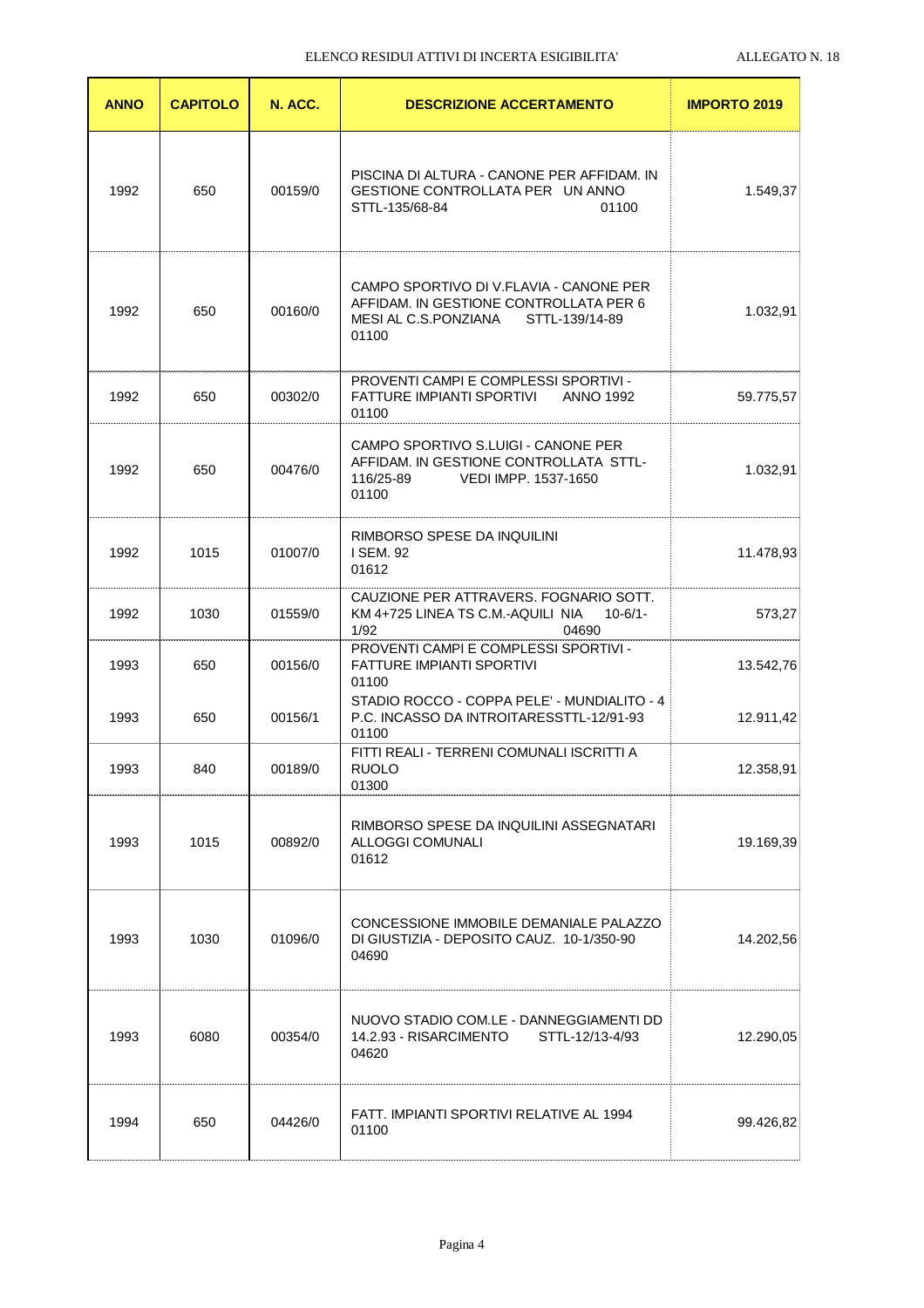ELENCO RESIDUI ATTIVI DI INCERTA ESIGIBILITA' ALLEGATO N. 18

| ANNO | CAPITOLO | N. ACC. | DESCRIZIONE ACCERTAMENTO | IMPORTO 2019 |
|---|---|---|---|---|
| 1992 | 650 | 00159/0 | PISCINA DI ALTURA - CANONE PER AFFIDAM. IN GESTIONE CONTROLLATA PER UN ANNO STTL-135/68-84 01100 | 1.549,37 |
| 1992 | 650 | 00160/0 | CAMPO SPORTIVO DI V.FLAVIA - CANONE PER AFFIDAM. IN GESTIONE CONTROLLATA PER 6 MESI AL C.S.PONZIANA STTL-139/14-89 01100 | 1.032,91 |
| 1992 | 650 | 00302/0 | PROVENTI CAMPI E COMPLESSI SPORTIVI - FATTURE IMPIANTI SPORTIVI ANNO 1992 01100 | 59.775,57 |
| 1992 | 650 | 00476/0 | CAMPO SPORTIVO S.LUIGI - CANONE PER AFFIDAM. IN GESTIONE CONTROLLATA STTL-116/25-89 VEDI IMPP. 1537-1650 01100 | 1.032,91 |
| 1992 | 1015 | 01007/0 | RIMBORSO SPESE DA INQUILINI I SEM. 92 01612 | 11.478,93 |
| 1992 | 1030 | 01559/0 | CAUZIONE PER ATTRAVERS. FOGNARIO SOTT. KM 4+725 LINEA TS C.M.-AQUILI NIA 10-6/1-1/92 04690 | 573,27 |
| 1993 | 650 | 00156/0 | PROVENTI CAMPI E COMPLESSI SPORTIVI - FATTURE IMPIANTI SPORTIVI 01100 | 13.542,76 |
| 1993 | 650 | 00156/1 | STADIO ROCCO - COPPA PELE' - MUNDIALITO - 4 P.C. INCASSO DA INTROITARESSTTL-12/91-93 01100 | 12.911,42 |
| 1993 | 840 | 00189/0 | FITTI REALI - TERRENI COMUNALI ISCRITTI A RUOLO 01300 | 12.358,91 |
| 1993 | 1015 | 00892/0 | RIMBORSO SPESE DA INQUILINI ASSEGNATARI ALLOGGI COMUNALI 01612 | 19.169,39 |
| 1993 | 1030 | 01096/0 | CONCESSIONE IMMOBILE DEMANIALE PALAZZO DI GIUSTIZIA - DEPOSITO CAUZ. 10-1/350-90 04690 | 14.202,56 |
| 1993 | 6080 | 00354/0 | NUOVO STADIO COM.LE - DANNEGGIAMENTI DD 14.2.93 - RISARCIMENTO STTL-12/13-4/93 04620 | 12.290,05 |
| 1994 | 650 | 04426/0 | FATT. IMPIANTI SPORTIVI RELATIVE AL 1994 01100 | 99.426,82 |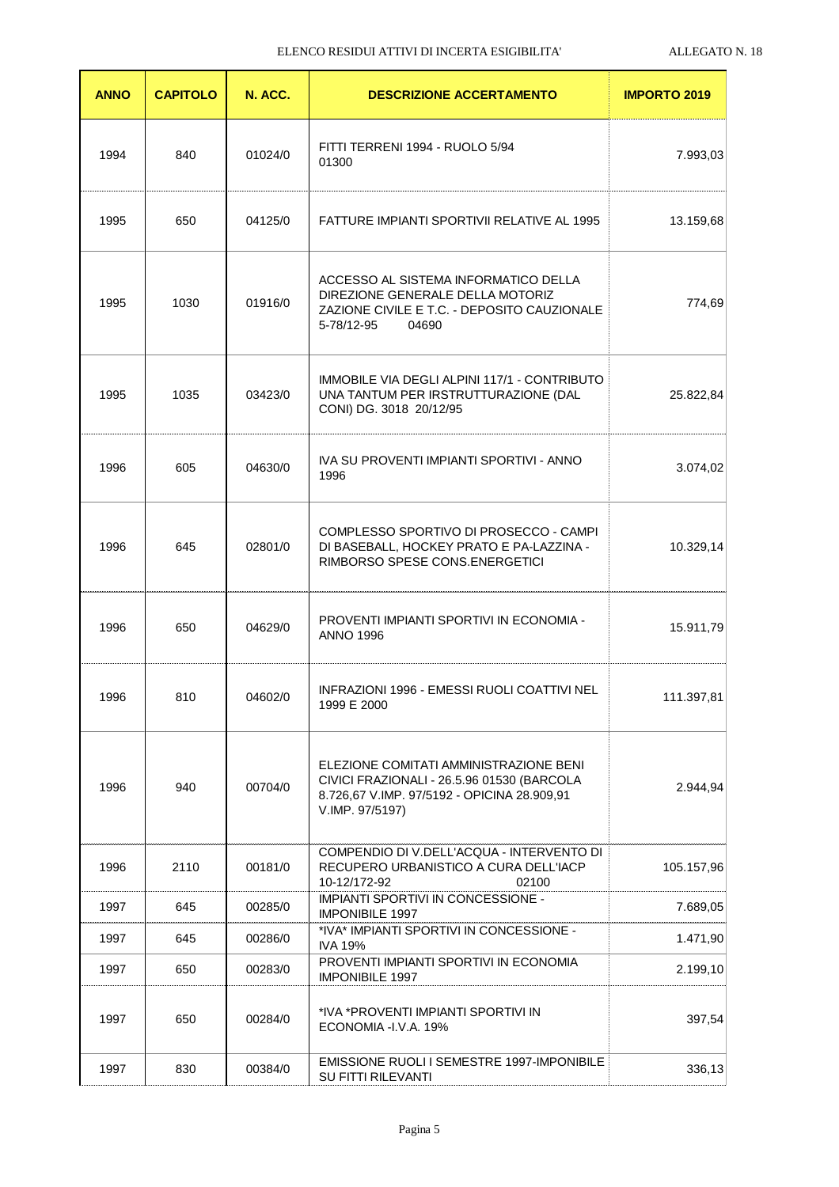ELENCO RESIDUI ATTIVI DI INCERTA ESIGIBILITA' — ALLEGATO N. 18

| ANNO | CAPITOLO | N. ACC. | DESCRIZIONE ACCERTAMENTO | IMPORTO 2019 |
|---|---|---|---|---|
| 1994 | 840 | 01024/0 | FITTI TERRENI 1994 - RUOLO 5/94 01300 | 7.993,03 |
| 1995 | 650 | 04125/0 | FATTURE IMPIANTI SPORTIVII RELATIVE AL 1995 | 13.159,68 |
| 1995 | 1030 | 01916/0 | ACCESSO AL SISTEMA INFORMATICO DELLA DIREZIONE GENERALE DELLA MOTORIZ ZAZIONE CIVILE E T.C. - DEPOSITO CAUZIONALE 5-78/12-95 04690 | 774,69 |
| 1995 | 1035 | 03423/0 | IMMOBILE VIA DEGLI ALPINI 117/1 - CONTRIBUTO UNA TANTUM PER IRSTRUTTURAZIONE (DAL CONI) DG. 3018 20/12/95 | 25.822,84 |
| 1996 | 605 | 04630/0 | IVA SU PROVENTI IMPIANTI SPORTIVI - ANNO 1996 | 3.074,02 |
| 1996 | 645 | 02801/0 | COMPLESSO SPORTIVO DI PROSECCO - CAMPI DI BASEBALL, HOCKEY PRATO E PA-LAZZINA - RIMBORSO SPESE CONS.ENERGETICI | 10.329,14 |
| 1996 | 650 | 04629/0 | PROVENTI IMPIANTI SPORTIVI IN ECONOMIA - ANNO 1996 | 15.911,79 |
| 1996 | 810 | 04602/0 | INFRAZIONI 1996 - EMESSI RUOLI COATTIVI NEL 1999 E 2000 | 111.397,81 |
| 1996 | 940 | 00704/0 | ELEZIONE COMITATI AMMINISTRAZIONE BENI CIVICI FRAZIONALI - 26.5.96 01530 (BARCOLA 8.726,67 V.IMP. 97/5192 - OPICINA 28.909,91 V.IMP. 97/5197) | 2.944,94 |
| 1996 | 2110 | 00181/0 | COMPENDIO DI V.DELL'ACQUA - INTERVENTO DI RECUPERO URBANISTICO A CURA DELL'IACP 10-12/172-92 02100 | 105.157,96 |
| 1997 | 645 | 00285/0 | IMPIANTI SPORTIVI IN CONCESSIONE - IMPONIBILE 1997 | 7.689,05 |
| 1997 | 645 | 00286/0 | *IVA* IMPIANTI SPORTIVI IN CONCESSIONE - IVA 19% | 1.471,90 |
| 1997 | 650 | 00283/0 | PROVENTI IMPIANTI SPORTIVI IN ECONOMIA IMPONIBILE 1997 | 2.199,10 |
| 1997 | 650 | 00284/0 | *IVA *PROVENTI IMPIANTI SPORTIVI IN ECONOMIA -I.V.A. 19% | 397,54 |
| 1997 | 830 | 00384/0 | EMISSIONE RUOLI I SEMESTRE 1997-IMPONIBILE SU FITTI RILEVANTI | 336,13 |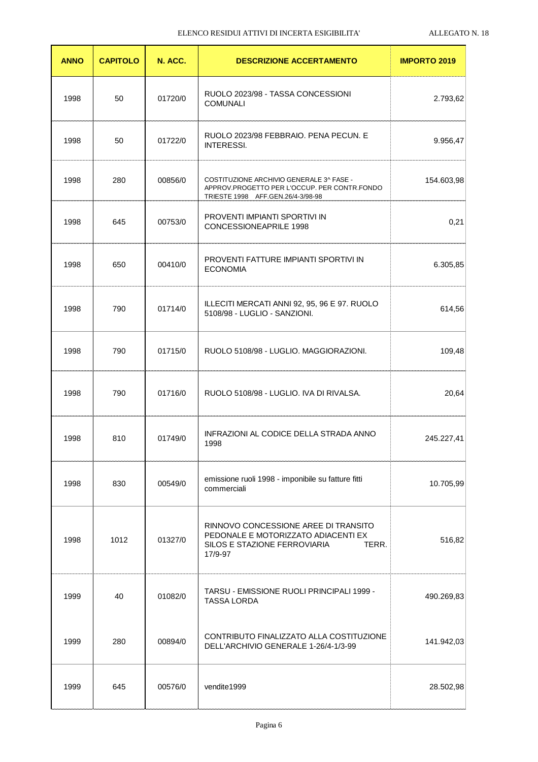| ANNO | CAPITOLO | N. ACC. | DESCRIZIONE ACCERTAMENTO | IMPORTO 2019 |
|---|---|---|---|---|
| 1998 | 50 | 01720/0 | RUOLO 2023/98 - TASSA CONCESSIONI COMUNALI | 2.793,62 |
| 1998 | 50 | 01722/0 | RUOLO 2023/98 FEBBRAIO. PENA PECUN. E INTERESSI. | 9.956,47 |
| 1998 | 280 | 00856/0 | COSTITUZIONE ARCHIVIO GENERALE 3^ FASE - APPROV.PROGETTO PER L'OCCUP. PER CONTR.FONDO TRIESTE 1998 AFF.GEN.26/4-3/98-98 | 154.603,98 |
| 1998 | 645 | 00753/0 | PROVENTI IMPIANTI SPORTIVI IN CONCESSIONEAPRILE 1998 | 0,21 |
| 1998 | 650 | 00410/0 | PROVENTI FATTURE IMPIANTI SPORTIVI IN ECONOMIA | 6.305,85 |
| 1998 | 790 | 01714/0 | ILLECITI MERCATI ANNI 92, 95, 96 E 97. RUOLO 5108/98 - LUGLIO - SANZIONI. | 614,56 |
| 1998 | 790 | 01715/0 | RUOLO 5108/98 - LUGLIO. MAGGIORAZIONI. | 109,48 |
| 1998 | 790 | 01716/0 | RUOLO 5108/98 - LUGLIO. IVA DI RIVALSA. | 20,64 |
| 1998 | 810 | 01749/0 | INFRAZIONI AL CODICE DELLA STRADA ANNO 1998 | 245.227,41 |
| 1998 | 830 | 00549/0 | emissione ruoli 1998 - imponibile su fatture fitti commerciali | 10.705,99 |
| 1998 | 1012 | 01327/0 | RINNOVO CONCESSIONE AREE DI TRANSITO PEDONALE E MOTORIZZATO ADIACENTI EX SILOS E STAZIONE FERROVIARIA TERR. 17/9-97 | 516,82 |
| 1999 | 40 | 01082/0 | TARSU - EMISSIONE RUOLI PRINCIPALI 1999 - TASSA LORDA | 490.269,83 |
| 1999 | 280 | 00894/0 | CONTRIBUTO FINALIZZATO ALLA COSTITUZIONE DELL'ARCHIVIO GENERALE 1-26/4-1/3-99 | 141.942,03 |
| 1999 | 645 | 00576/0 | vendite1999 | 28.502,98 |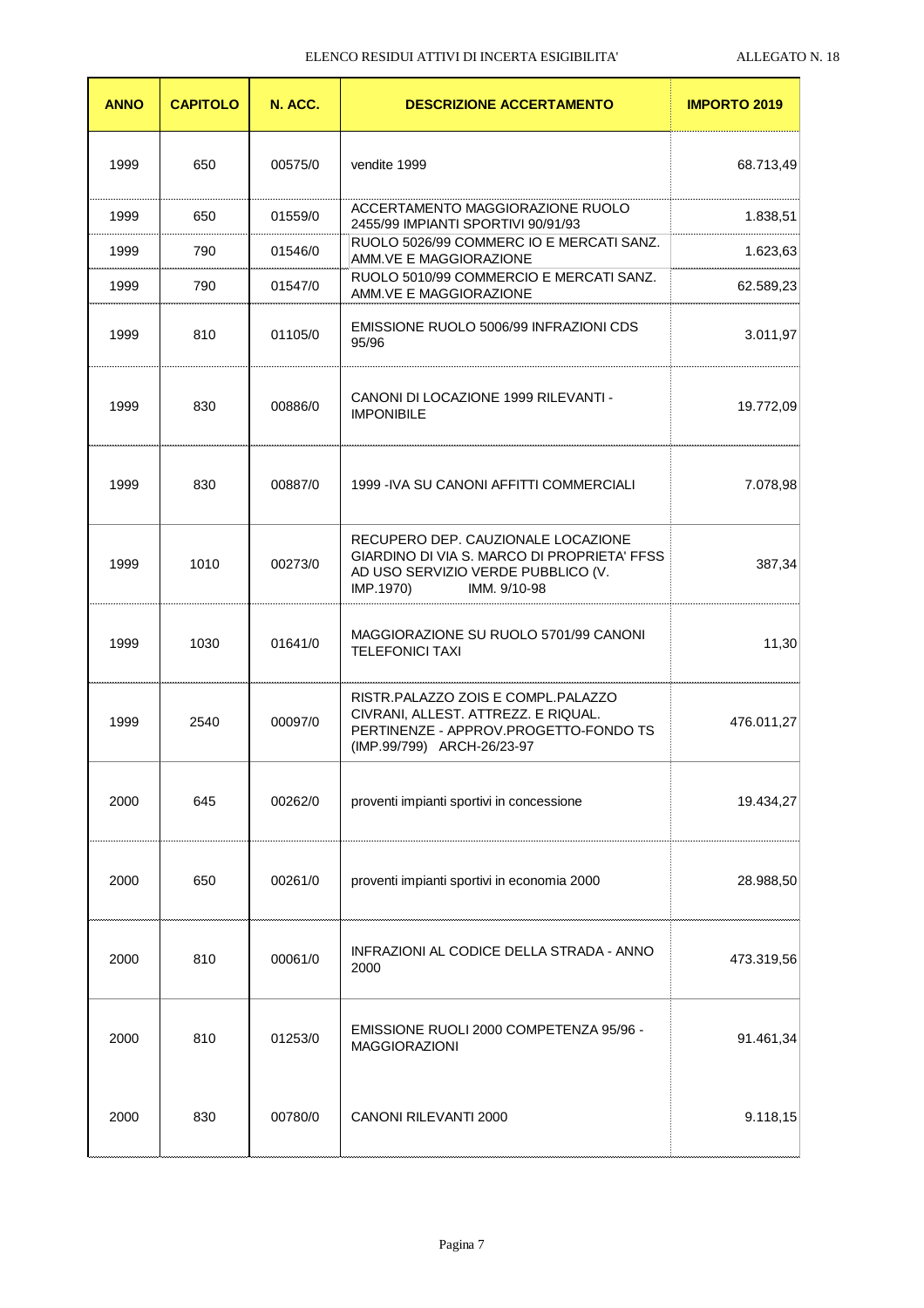| ANNO | CAPITOLO | N. ACC. | DESCRIZIONE ACCERTAMENTO | IMPORTO 2019 |
|---|---|---|---|---|
| 1999 | 650 | 00575/0 | vendite 1999 | 68.713,49 |
| 1999 | 650 | 01559/0 | ACCERTAMENTO MAGGIORAZIONE RUOLO 2455/99 IMPIANTI SPORTIVI 90/91/93 | 1.838,51 |
| 1999 | 790 | 01546/0 | RUOLO 5026/99 COMMERC IO E MERCATI SANZ. AMM.VE E MAGGIORAZIONE | 1.623,63 |
| 1999 | 790 | 01547/0 | RUOLO 5010/99 COMMERCIO E MERCATI SANZ. AMM.VE E MAGGIORAZIONE | 62.589,23 |
| 1999 | 810 | 01105/0 | EMISSIONE RUOLO 5006/99 INFRAZIONI CDS 95/96 | 3.011,97 |
| 1999 | 830 | 00886/0 | CANONI DI LOCAZIONE 1999 RILEVANTI - IMPONIBILE | 19.772,09 |
| 1999 | 830 | 00887/0 | 1999 -IVA SU CANONI AFFITTI COMMERCIALI | 7.078,98 |
| 1999 | 1010 | 00273/0 | RECUPERO DEP. CAUZIONALE LOCAZIONE GIARDINO DI VIA S. MARCO DI PROPRIETA' FFSS AD USO SERVIZIO VERDE PUBBLICO (V. IMP.1970) IMM. 9/10-98 | 387,34 |
| 1999 | 1030 | 01641/0 | MAGGIORAZIONE SU RUOLO 5701/99 CANONI TELEFONICI TAXI | 11,30 |
| 1999 | 2540 | 00097/0 | RISTR.PALAZZO ZOIS E COMPL.PALAZZO CIVRANI, ALLEST. ATTREZZ. E RIQUAL. PERTINENZE - APPROV.PROGETTO-FONDO TS (IMP.99/799) ARCH-26/23-97 | 476.011,27 |
| 2000 | 645 | 00262/0 | proventi impianti sportivi in concessione | 19.434,27 |
| 2000 | 650 | 00261/0 | proventi impianti sportivi in economia 2000 | 28.988,50 |
| 2000 | 810 | 00061/0 | INFRAZIONI AL CODICE DELLA STRADA - ANNO 2000 | 473.319,56 |
| 2000 | 810 | 01253/0 | EMISSIONE RUOLI 2000 COMPETENZA 95/96 - MAGGIORAZIONI | 91.461,34 |
| 2000 | 830 | 00780/0 | CANONI RILEVANTI 2000 | 9.118,15 |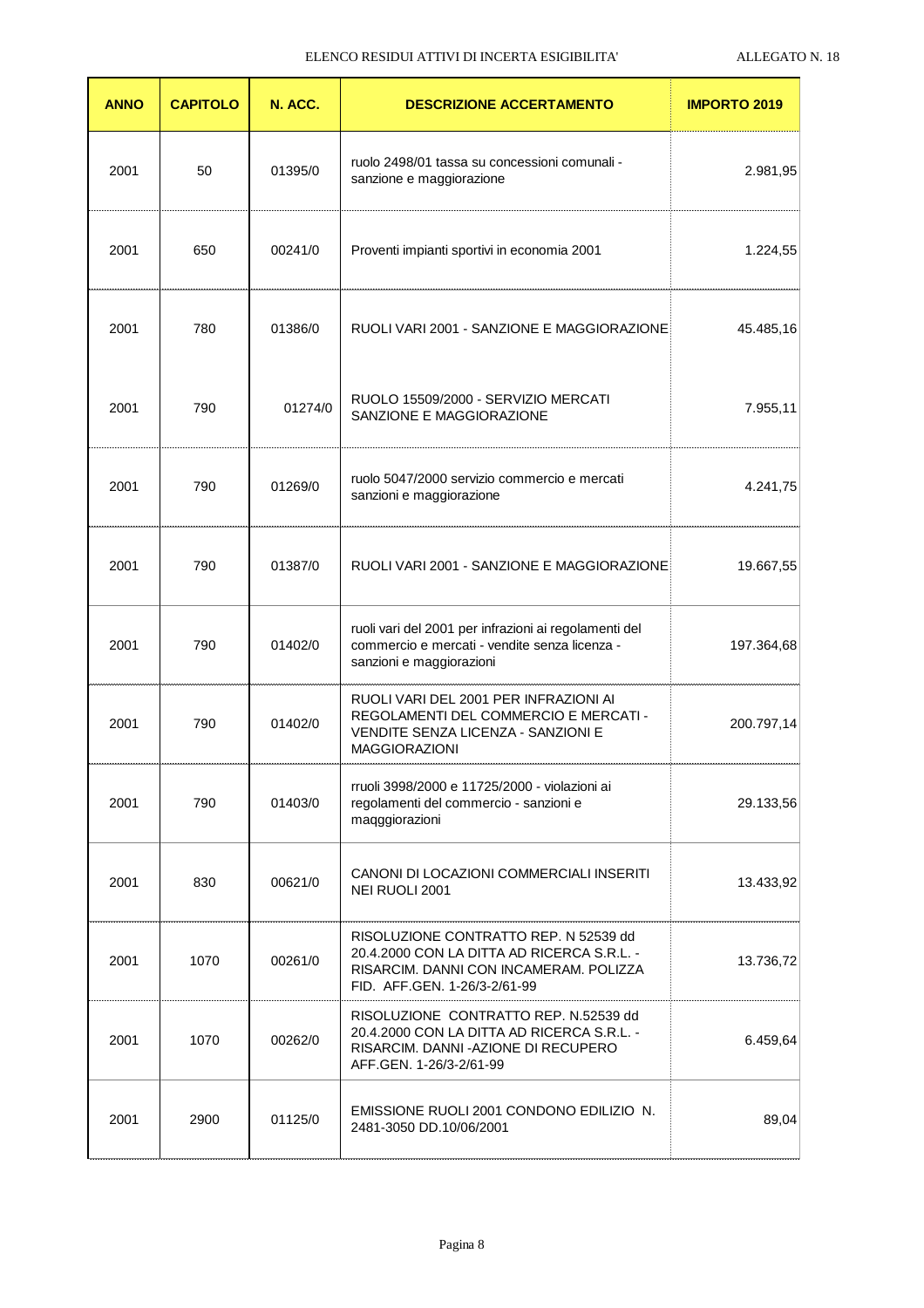ELENCO RESIDUI ATTIVI DI INCERTA ESIGIBILITA'

ALLEGATO N. 18

| ANNO | CAPITOLO | N. ACC. | DESCRIZIONE ACCERTAMENTO | IMPORTO 2019 |
|---|---|---|---|---|
| 2001 | 50 | 01395/0 | ruolo 2498/01 tassa su concessioni comunali - sanzione e maggiorazione | 2.981,95 |
| 2001 | 650 | 00241/0 | Proventi impianti sportivi in economia 2001 | 1.224,55 |
| 2001 | 780 | 01386/0 | RUOLI VARI 2001 - SANZIONE E MAGGIORAZIONE | 45.485,16 |
| 2001 | 790 | 01274/0 | RUOLO 15509/2000 - SERVIZIO MERCATI SANZIONE E MAGGIORAZIONE | 7.955,11 |
| 2001 | 790 | 01269/0 | ruolo 5047/2000 servizio commercio e mercati sanzioni e maggiorazione | 4.241,75 |
| 2001 | 790 | 01387/0 | RUOLI VARI 2001 - SANZIONE E MAGGIORAZIONE | 19.667,55 |
| 2001 | 790 | 01402/0 | ruoli vari del 2001 per infrazioni ai regolamenti del commercio e mercati - vendite senza licenza - sanzioni e maggiorazioni | 197.364,68 |
| 2001 | 790 | 01402/0 | RUOLI VARI DEL 2001 PER INFRAZIONI AI REGOLAMENTI DEL COMMERCIO E MERCATI - VENDITE SENZA LICENZA - SANZIONI E MAGGIORAZIONI | 200.797,14 |
| 2001 | 790 | 01403/0 | rruoli 3998/2000 e 11725/2000 - violazioni ai regolamenti del commercio - sanzioni e maqggiorazioni | 29.133,56 |
| 2001 | 830 | 00621/0 | CANONI DI LOCAZIONI COMMERCIALI INSERITI NEI RUOLI 2001 | 13.433,92 |
| 2001 | 1070 | 00261/0 | RISOLUZIONE CONTRATTO REP. N 52539 dd 20.4.2000 CON LA DITTA AD RICERCA S.R.L. - RISARCIM. DANNI CON INCAMERAM. POLIZZA FID. AFF.GEN. 1-26/3-2/61-99 | 13.736,72 |
| 2001 | 1070 | 00262/0 | RISOLUZIONE CONTRATTO REP. N.52539 dd 20.4.2000 CON LA DITTA AD RICERCA S.R.L. - RISARCIM. DANNI -AZIONE DI RECUPERO AFF.GEN. 1-26/3-2/61-99 | 6.459,64 |
| 2001 | 2900 | 01125/0 | EMISSIONE RUOLI 2001 CONDONO EDILIZIO N. 2481-3050 DD.10/06/2001 | 89,04 |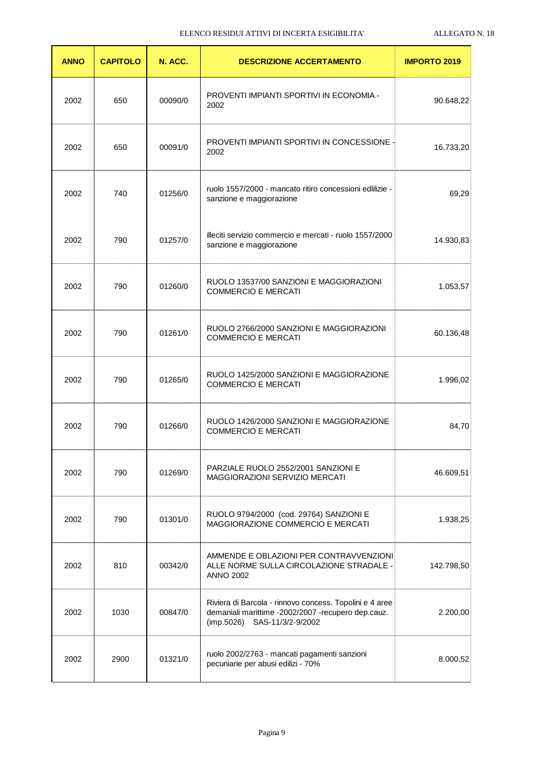| ANNO | CAPITOLO | N. ACC. | DESCRIZIONE ACCERTAMENTO | IMPORTO 2019 |
|---|---|---|---|---|
| 2002 | 650 | 00090/0 | PROVENTI IMPIANTI SPORTIVI IN ECONOMIA - 2002 | 90.648,22 |
| 2002 | 650 | 00091/0 | PROVENTI IMPIANTI SPORTIVI IN CONCESSIONE - 2002 | 16.733,20 |
| 2002 | 740 | 01256/0 | ruolo 1557/2000 - mancato ritiro concessioni edlilizie - sanzione e maggiorazione | 69,29 |
| 2002 | 790 | 01257/0 | illeciti servizio commercio e mercati - ruolo 1557/2000 sanzione e maggiorazione | 14.930,83 |
| 2002 | 790 | 01260/0 | RUOLO 13537/00 SANZIONI E MAGGIORAZIONI COMMERCIO E MERCATI | 1.053,57 |
| 2002 | 790 | 01261/0 | RUOLO 2766/2000 SANZIONI E MAGGIORAZIONI COMMERCIO E MERCATI | 60.136,48 |
| 2002 | 790 | 01265/0 | RUOLO 1425/2000 SANZIONI E MAGGIORAZIONE COMMERCIO E MERCATI | 1.996,02 |
| 2002 | 790 | 01266/0 | RUOLO 1426/2000 SANZIONI E MAGGIORAZIONE COMMERCIO E MERCATI | 84,70 |
| 2002 | 790 | 01269/0 | PARZIALE RUOLO 2552/2001 SANZIONI E MAGGIORAZIONI SERVIZIO MERCATI | 46.609,51 |
| 2002 | 790 | 01301/0 | RUOLO 9794/2000 (cod. 29764) SANZIONI E MAGGIORAZIONE COMMERCIO E MERCATI | 1.938,25 |
| 2002 | 810 | 00342/0 | AMMENDE E OBLAZIONI PER CONTRAVVENZIONI ALLE NORME SULLA CIRCOLAZIONE STRADALE - ANNO 2002 | 142.798,50 |
| 2002 | 1030 | 00847/0 | Riviera di Barcola - rinnovo concess. Topolini e 4 aree demaniali marittime -2002/2007 -recupero dep.cauz. (imp.5026) SAS-11/3/2-9/2002 | 2.200,00 |
| 2002 | 2900 | 01321/0 | ruolo 2002/2763 - mancati pagamenti sanzioni pecuniarie per abusi edilizi - 70% | 8.000,52 |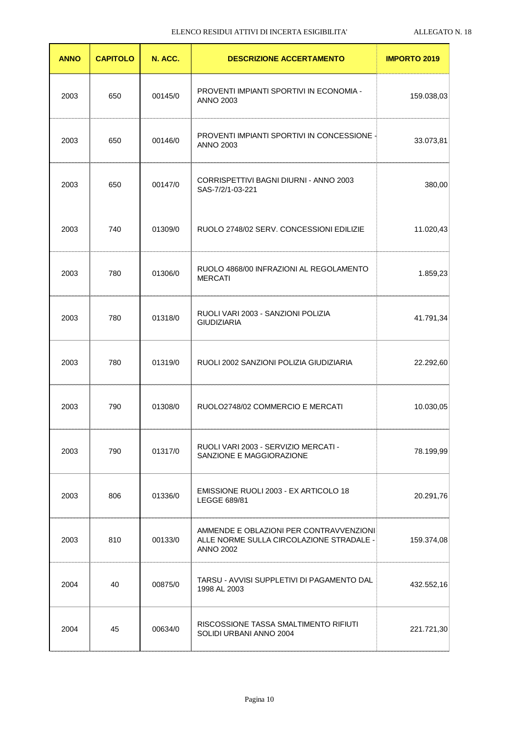| ANNO | CAPITOLO | N. ACC. | DESCRIZIONE ACCERTAMENTO | IMPORTO 2019 |
|---|---|---|---|---|
| 2003 | 650 | 00145/0 | PROVENTI IMPIANTI SPORTIVI IN ECONOMIA - ANNO 2003 | 159.038,03 |
| 2003 | 650 | 00146/0 | PROVENTI IMPIANTI SPORTIVI IN CONCESSIONE - ANNO 2003 | 33.073,81 |
| 2003 | 650 | 00147/0 | CORRISPETTIVI BAGNI DIURNI - ANNO 2003 SAS-7/2/1-03-221 | 380,00 |
| 2003 | 740 | 01309/0 | RUOLO 2748/02 SERV. CONCESSIONI EDILIZIE | 11.020,43 |
| 2003 | 780 | 01306/0 | RUOLO 4868/00 INFRAZIONI AL REGOLAMENTO MERCATI | 1.859,23 |
| 2003 | 780 | 01318/0 | RUOLI VARI 2003 - SANZIONI POLIZIA GIUDIZIARIA | 41.791,34 |
| 2003 | 780 | 01319/0 | RUOLI 2002 SANZIONI POLIZIA GIUDIZIARIA | 22.292,60 |
| 2003 | 790 | 01308/0 | RUOLO2748/02 COMMERCIO E MERCATI | 10.030,05 |
| 2003 | 790 | 01317/0 | RUOLI VARI 2003 - SERVIZIO MERCATI - SANZIONE E MAGGIORAZIONE | 78.199,99 |
| 2003 | 806 | 01336/0 | EMISSIONE RUOLI 2003 - EX ARTICOLO 18 LEGGE 689/81 | 20.291,76 |
| 2003 | 810 | 00133/0 | AMMENDE E OBLAZIONI PER CONTRAVVENZIONI ALLE NORME SULLA CIRCOLAZIONE STRADALE - ANNO 2002 | 159.374,08 |
| 2004 | 40 | 00875/0 | TARSU - AVVISI SUPPLETIVI DI PAGAMENTO DAL 1998 AL 2003 | 432.552,16 |
| 2004 | 45 | 00634/0 | RISCOSSIONE TASSA SMALTIMENTO RIFIUTI SOLIDI URBANI ANNO 2004 | 221.721,30 |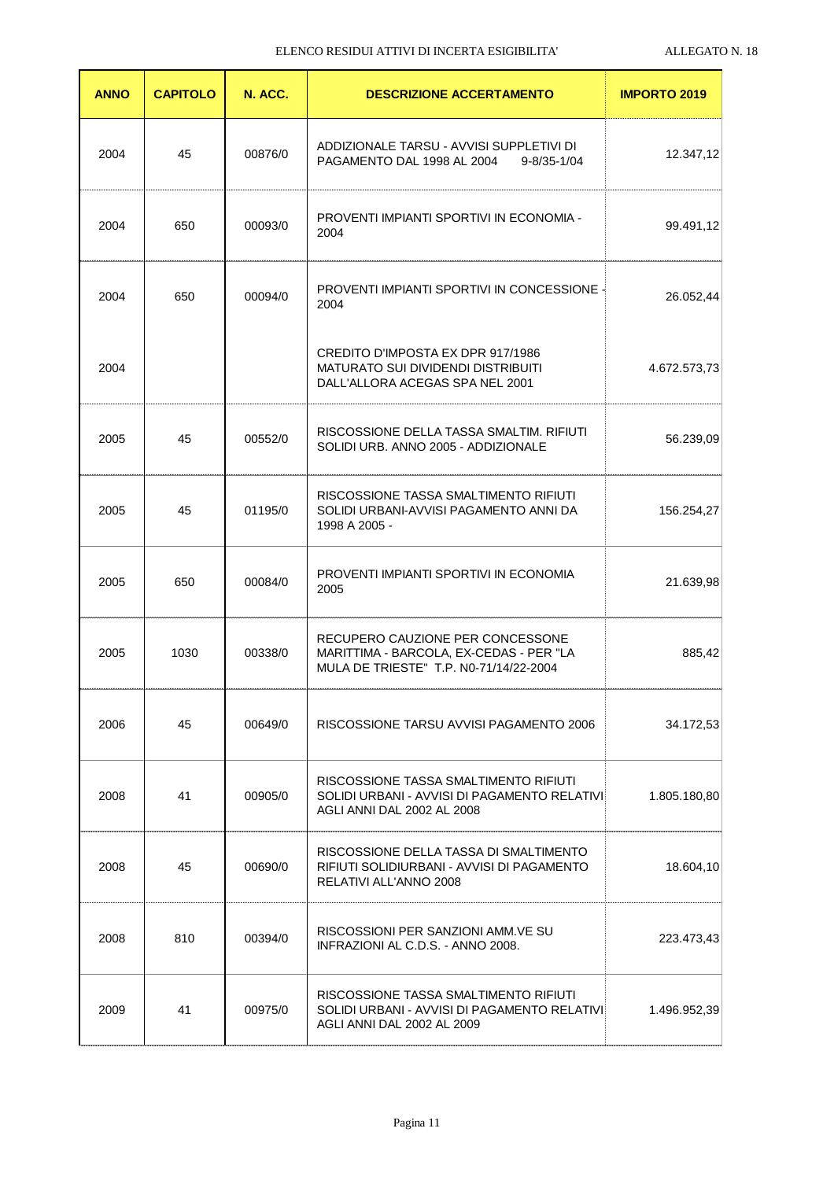ELENCO RESIDUI ATTIVI DI INCERTA ESIGIBILITA' ALLEGATO N. 18

| ANNO | CAPITOLO | N. ACC. | DESCRIZIONE ACCERTAMENTO | IMPORTO 2019 |
|---|---|---|---|---|
| 2004 | 45 | 00876/0 | ADDIZIONALE TARSU - AVVISI SUPPLETIVI DI PAGAMENTO DAL 1998 AL 2004 9-8/35-1/04 | 12.347,12 |
| 2004 | 650 | 00093/0 | PROVENTI IMPIANTI SPORTIVI IN ECONOMIA - 2004 | 99.491,12 |
| 2004 | 650 | 00094/0 | PROVENTI IMPIANTI SPORTIVI IN CONCESSIONE - 2004 | 26.052,44 |
| 2004 | | | CREDITO D'IMPOSTA EX DPR 917/1986 MATURATO SUI DIVIDENDI DISTRIBUITI DALL'ALLORA ACEGAS SPA NEL 2001 | 4.672.573,73 |
| 2005 | 45 | 00552/0 | RISCOSSIONE DELLA TASSA SMALTIM. RIFIUTI SOLIDI URB. ANNO 2005 - ADDIZIONALE | 56.239,09 |
| 2005 | 45 | 01195/0 | RISCOSSIONE TASSA SMALTIMENTO RIFIUTI SOLIDI URBANI-AVVISI PAGAMENTO ANNI DA 1998 A 2005 - | 156.254,27 |
| 2005 | 650 | 00084/0 | PROVENTI IMPIANTI SPORTIVI IN ECONOMIA 2005 | 21.639,98 |
| 2005 | 1030 | 00338/0 | RECUPERO CAUZIONE PER CONCESSONE MARITTIMA - BARCOLA, EX-CEDAS - PER "LA MULA DE TRIESTE" T.P. N0-71/14/22-2004 | 885,42 |
| 2006 | 45 | 00649/0 | RISCOSSIONE TARSU AVVISI PAGAMENTO 2006 | 34.172,53 |
| 2008 | 41 | 00905/0 | RISCOSSIONE TASSA SMALTIMENTO RIFIUTI SOLIDI URBANI - AVVISI DI PAGAMENTO RELATIVI AGLI ANNI DAL 2002 AL 2008 | 1.805.180,80 |
| 2008 | 45 | 00690/0 | RISCOSSIONE DELLA TASSA DI SMALTIMENTO RIFIUTI SOLIDIURBANI - AVVISI DI PAGAMENTO RELATIVI ALL'ANNO 2008 | 18.604,10 |
| 2008 | 810 | 00394/0 | RISCOSSIONI PER SANZIONI AMM.VE SU INFRAZIONI AL C.D.S. - ANNO 2008. | 223.473,43 |
| 2009 | 41 | 00975/0 | RISCOSSIONE TASSA SMALTIMENTO RIFIUTI SOLIDI URBANI - AVVISI DI PAGAMENTO RELATIVI AGLI ANNI DAL 2002 AL 2009 | 1.496.952,39 |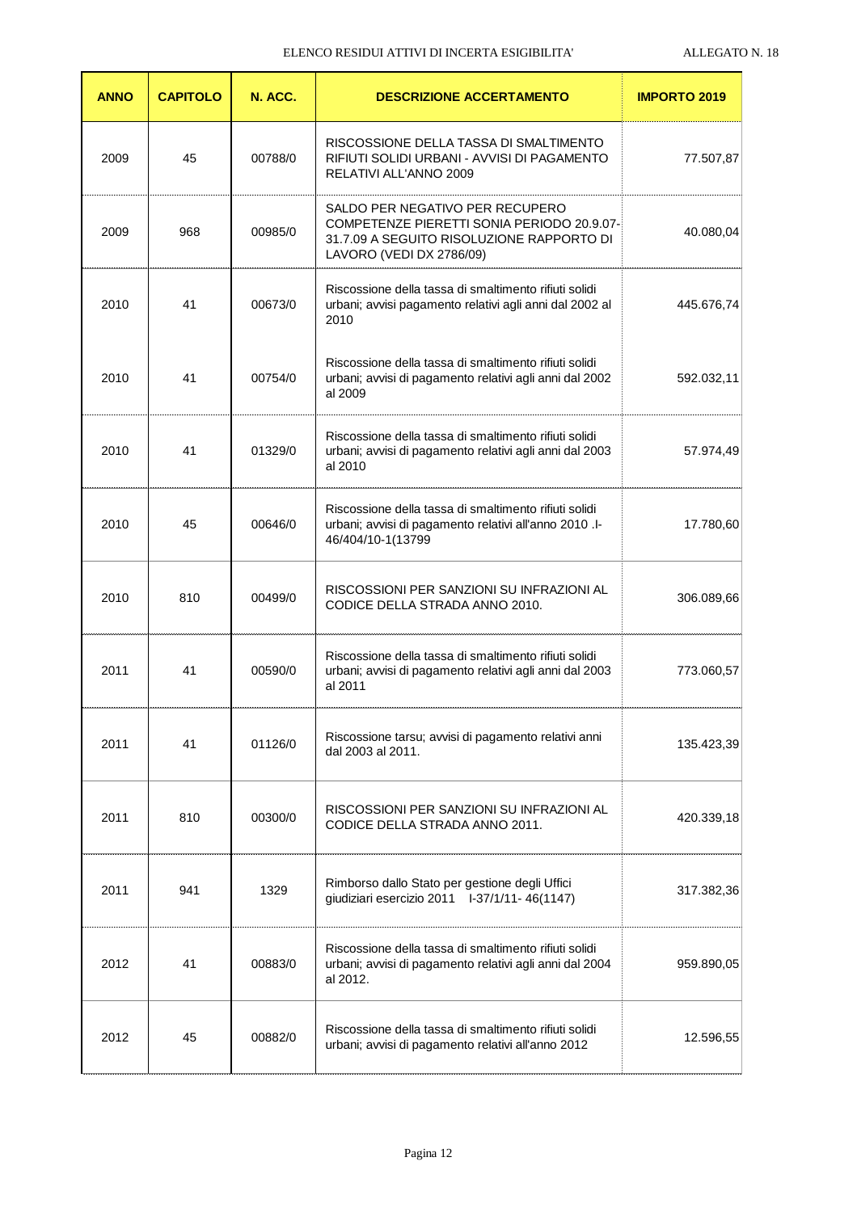ELENCO RESIDUI ATTIVI DI INCERTA ESIGIBILITA' — ALLEGATO N. 18

| ANNO | CAPITOLO | N. ACC. | DESCRIZIONE ACCERTAMENTO | IMPORTO 2019 |
|---|---|---|---|---|
| 2009 | 45 | 00788/0 | RISCOSSIONE DELLA TASSA DI SMALTIMENTO RIFIUTI SOLIDI URBANI - AVVISI DI PAGAMENTO RELATIVI ALL'ANNO 2009 | 77.507,87 |
| 2009 | 968 | 00985/0 | SALDO PER NEGATIVO PER RECUPERO COMPETENZE PIERETTI SONIA PERIODO 20.9.07-31.7.09 A SEGUITO RISOLUZIONE RAPPORTO DI LAVORO (VEDI DX 2786/09) | 40.080,04 |
| 2010 | 41 | 00673/0 | Riscossione della tassa di smaltimento rifiuti solidi urbani; avvisi pagamento relativi agli anni dal 2002 al 2010 | 445.676,74 |
| 2010 | 41 | 00754/0 | Riscossione della tassa di smaltimento rifiuti solidi urbani; avvisi di pagamento relativi agli anni dal 2002 al 2009 | 592.032,11 |
| 2010 | 41 | 01329/0 | Riscossione della tassa di smaltimento rifiuti solidi urbani; avvisi di pagamento relativi agli anni dal 2003 al 2010 | 57.974,49 |
| 2010 | 45 | 00646/0 | Riscossione della tassa di smaltimento rifiuti solidi urbani; avvisi di pagamento relativi all'anno 2010 .I-46/404/10-1(13799 | 17.780,60 |
| 2010 | 810 | 00499/0 | RISCOSSIONI PER SANZIONI SU INFRAZIONI AL CODICE DELLA STRADA ANNO 2010. | 306.089,66 |
| 2011 | 41 | 00590/0 | Riscossione della tassa di smaltimento rifiuti solidi urbani; avvisi di pagamento relativi agli anni dal 2003 al 2011 | 773.060,57 |
| 2011 | 41 | 01126/0 | Riscossione tarsu; avvisi di pagamento relativi anni dal 2003 al 2011. | 135.423,39 |
| 2011 | 810 | 00300/0 | RISCOSSIONI PER SANZIONI SU INFRAZIONI AL CODICE DELLA STRADA ANNO 2011. | 420.339,18 |
| 2011 | 941 | 1329 | Rimborso dallo Stato per gestione degli Uffici giudiziari esercizio 2011 I-37/1/11- 46(1147) | 317.382,36 |
| 2012 | 41 | 00883/0 | Riscossione della tassa di smaltimento rifiuti solidi urbani; avvisi di pagamento relativi agli anni dal 2004 al 2012. | 959.890,05 |
| 2012 | 45 | 00882/0 | Riscossione della tassa di smaltimento rifiuti solidi urbani; avvisi di pagamento relativi all'anno 2012 | 12.596,55 |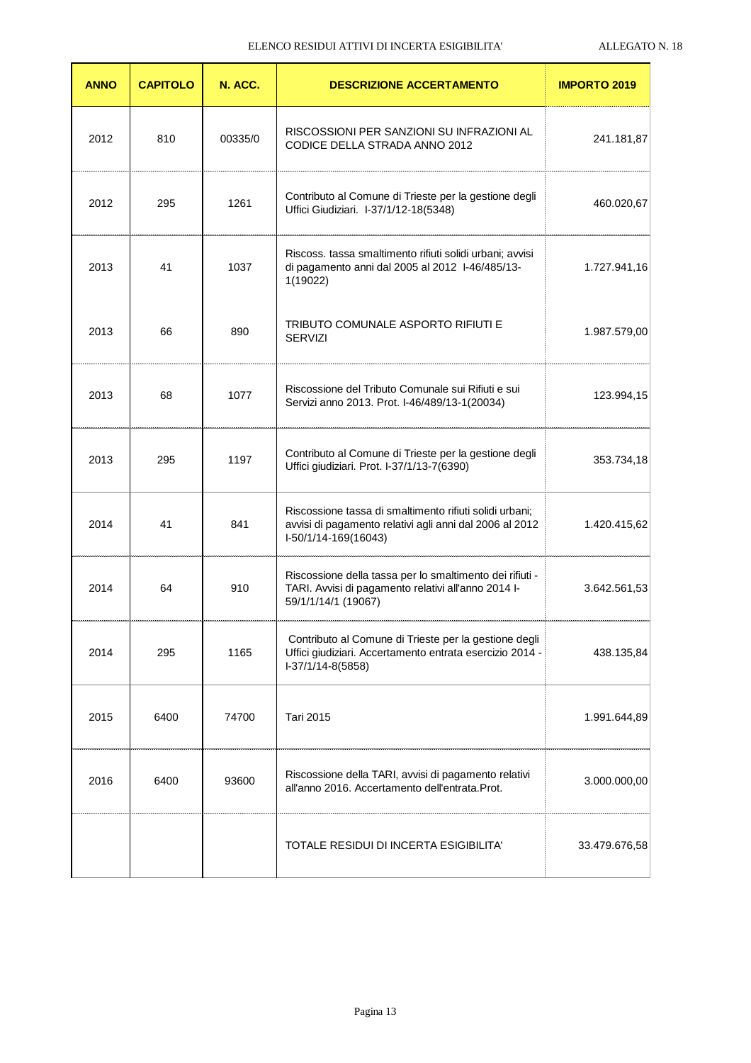ELENCO RESIDUI ATTIVI DI INCERTA ESIGIBILITA'

ALLEGATO N. 18

| ANNO | CAPITOLO | N. ACC. | DESCRIZIONE ACCERTAMENTO | IMPORTO 2019 |
|---|---|---|---|---|
| 2012 | 810 | 00335/0 | RISCOSSIONI PER SANZIONI SU INFRAZIONI AL CODICE DELLA STRADA ANNO 2012 | 241.181,87 |
| 2012 | 295 | 1261 | Contributo al Comune di Trieste per la gestione degli Uffici Giudiziari. I-37/1/12-18(5348) | 460.020,67 |
| 2013 | 41 | 1037 | Riscoss. tassa smaltimento rifiuti solidi urbani; avvisi di pagamento anni dal 2005 al 2012 I-46/485/13-1(19022) | 1.727.941,16 |
| 2013 | 66 | 890 | TRIBUTO COMUNALE ASPORTO RIFIUTI E SERVIZI | 1.987.579,00 |
| 2013 | 68 | 1077 | Riscossione del Tributo Comunale sui Rifiuti e sui Servizi anno 2013. Prot. I-46/489/13-1(20034) | 123.994,15 |
| 2013 | 295 | 1197 | Contributo al Comune di Trieste per la gestione degli Uffici giudiziari. Prot. I-37/1/13-7(6390) | 353.734,18 |
| 2014 | 41 | 841 | Riscossione tassa di smaltimento rifiuti solidi urbani; avvisi di pagamento relativi agli anni dal 2006 al 2012 I-50/1/14-169(16043) | 1.420.415,62 |
| 2014 | 64 | 910 | Riscossione della tassa per lo smaltimento dei rifiuti - TARI. Avvisi di pagamento relativi all'anno 2014 I-59/1/1/14/1 (19067) | 3.642.561,53 |
| 2014 | 295 | 1165 | Contributo al Comune di Trieste per la gestione degli Uffici giudiziari. Accertamento entrata esercizio 2014 - I-37/1/14-8(5858) | 438.135,84 |
| 2015 | 6400 | 74700 | Tari 2015 | 1.991.644,89 |
| 2016 | 6400 | 93600 | Riscossione della TARI, avvisi di pagamento relativi all'anno 2016. Accertamento dell'entrata.Prot. | 3.000.000,00 |
| | | | TOTALE RESIDUI DI INCERTA ESIGIBILITA' | 33.479.676,58 |